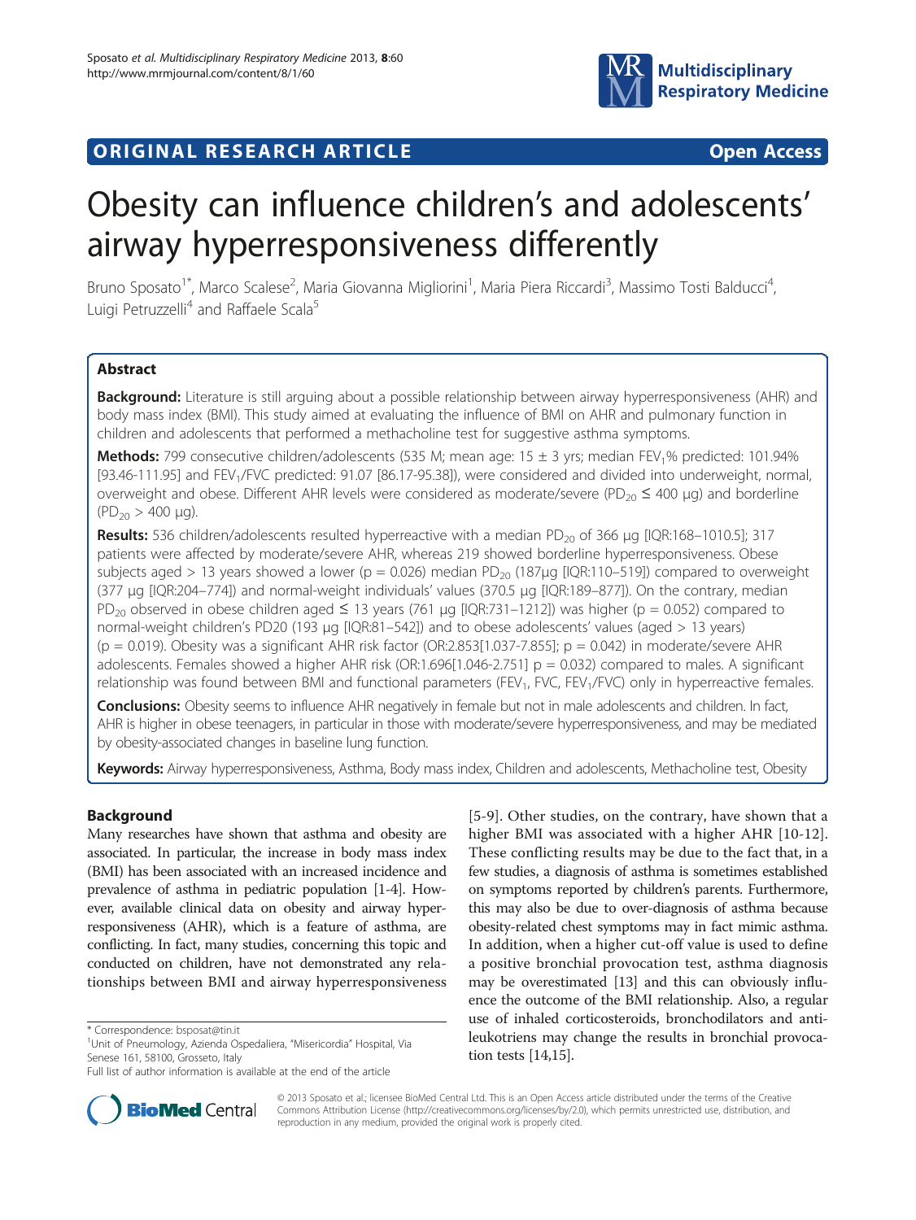# ORIGINAL RESEARCH ARTICLE

Open Access

# Obesity can influence children's and adolescents' airway hyperresponsiveness differently

Bruno Sposato[1*], Marco Scalese[2], Maria Giovanna Migliorini[1], Maria Piera Riccardi[3], Massimo Tosti Balducci[4], Luigi Petruzzelli[4] and Raffaele Scala[5]

## Abstract

**Background:** Literature is still arguing about a possible relationship between airway hyperresponsiveness (AHR) and body mass index (BMI). This study aimed at evaluating the influence of BMI on AHR and pulmonary function in children and adolescents that performed a methacholine test for suggestive asthma symptoms.

**Methods:** 799 consecutive children/adolescents (535 M; mean age: 15 ± 3 yrs; median $FEV_1$% predicted: 101.94% [93.46-111.95] and $FEV_1/FVC$ predicted: 91.07 [86.17-95.38]), were considered and divided into underweight, normal, overweight and obese. Different AHR levels were considered as moderate/severe ($PD_{20}$ ≤ 400 μg) and borderline ($PD_{20}$ > 400 μg).

**Results:** 536 children/adolescents resulted hyperreactive with a median $PD_{20}$ of 366 μg [IQR:168–1010.5]; 317 patients were affected by moderate/severe AHR, whereas 219 showed borderline hyperresponsiveness. Obese subjects aged > 13 years showed a lower (p = 0.026) median $PD_{20}$ (187μg [IQR:110–519]) compared to overweight (377 μg [IQR:204–774]) and normal-weight individuals' values (370.5 μg [IQR:189–877]). On the contrary, median $PD_{20}$ observed in obese children aged ≤ 13 years (761 μg [IQR:731–1212]) was higher (p = 0.052) compared to normal-weight children's PD20 (193 μg [IQR:81–542]) and to obese adolescents' values (aged > 13 years) (p = 0.019). Obesity was a significant AHR risk factor (OR:2.853[1.037-7.855]; p = 0.042) in moderate/severe AHR adolescents. Females showed a higher AHR risk (OR:1.696[1.046-2.751] p = 0.032) compared to males. A significant relationship was found between BMI and functional parameters ($FEV_1$, FVC, $FEV_1/FVC$) only in hyperreactive females.

**Conclusions:** Obesity seems to influence AHR negatively in female but not in male adolescents and children. In fact, AHR is higher in obese teenagers, in particular in those with moderate/severe hyperresponsiveness, and may be mediated by obesity-associated changes in baseline lung function.

**Keywords:** Airway hyperresponsiveness, Asthma, Body mass index, Children and adolescents, Methacholine test, Obesity

## Background

Many researches have shown that asthma and obesity are associated. In particular, the increase in body mass index (BMI) has been associated with an increased incidence and prevalence of asthma in pediatric population [1-4]. However, available clinical data on obesity and airway hyperresponsiveness (AHR), which is a feature of asthma, are conflicting. In fact, many studies, concerning this topic and conducted on children, have not demonstrated any relationships between BMI and airway hyperresponsiveness [5-9]. Other studies, on the contrary, have shown that a higher BMI was associated with a higher AHR [10-12]. These conflicting results may be due to the fact that, in a few studies, a diagnosis of asthma is sometimes established on symptoms reported by children's parents. Furthermore, this may also be due to over-diagnosis of asthma because obesity-related chest symptoms may in fact mimic asthma. In addition, when a higher cut-off value is used to define a positive bronchial provocation test, asthma diagnosis may be overestimated [13] and this can obviously influence the outcome of the BMI relationship. Also, a regular use of inhaled corticosteroids, bronchodilators and anti-leukotriens may change the results in bronchial provocation tests [14,15].

\* Correspondence: bsposat@tin.it
[1]Unit of Pneumology, Azienda Ospedaliera, "Misericordia" Hospital, Via Senese 161, 58100, Grosseto, Italy
Full list of author information is available at the end of the article

© 2013 Sposato et al.; licensee BioMed Central Ltd. This is an Open Access article distributed under the terms of the Creative Commons Attribution License (http://creativecommons.org/licenses/by/2.0), which permits unrestricted use, distribution, and reproduction in any medium, provided the original work is properly cited.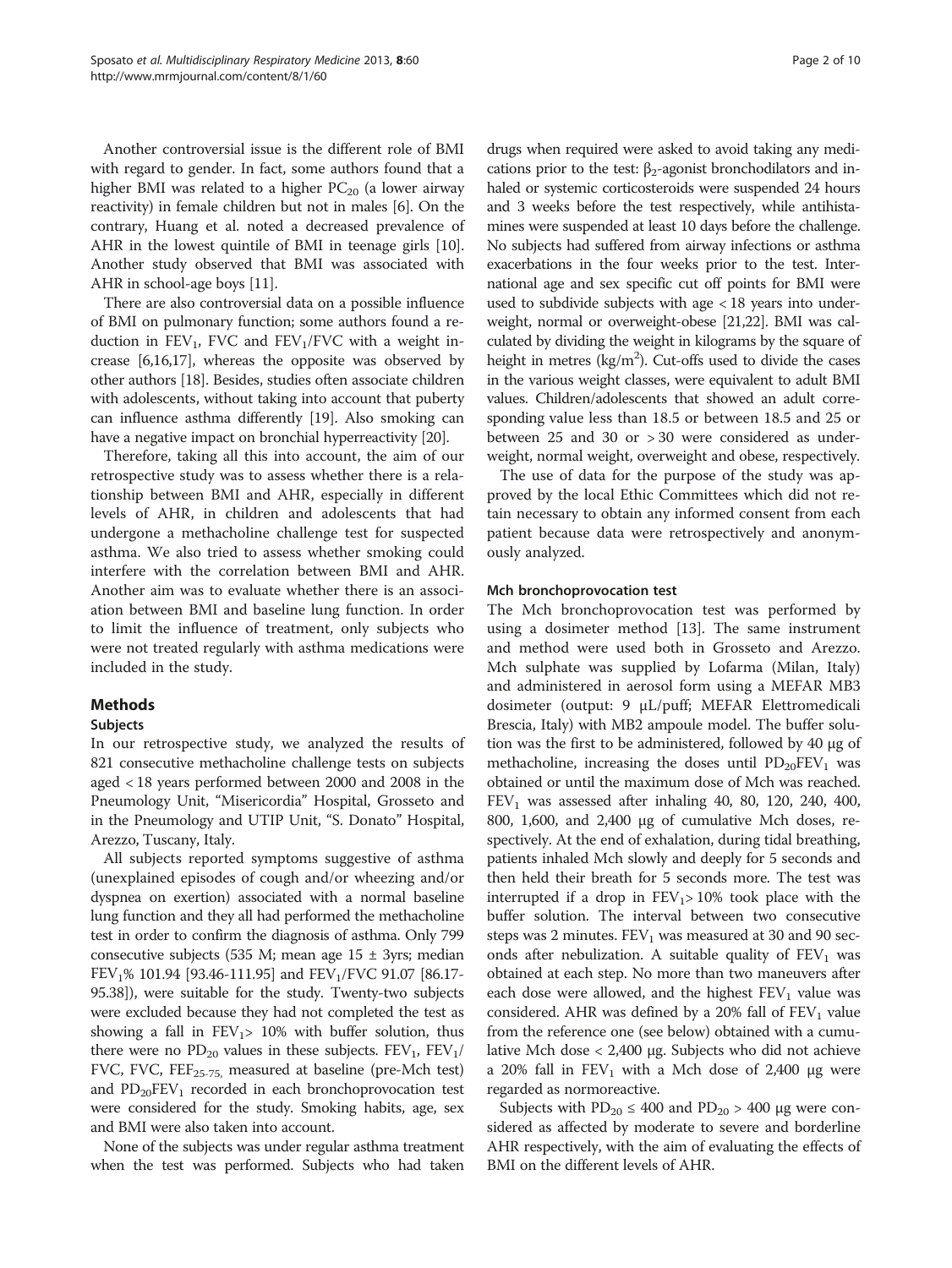Another controversial issue is the different role of BMI with regard to gender. In fact, some authors found that a higher BMI was related to a higher $PC_{20}$ (a lower airway reactivity) in female children but not in males [6]. On the contrary, Huang et al. noted a decreased prevalence of AHR in the lowest quintile of BMI in teenage girls [10]. Another study observed that BMI was associated with AHR in school-age boys [11].

There are also controversial data on a possible influence of BMI on pulmonary function; some authors found a reduction in $FEV_1$, FVC and $FEV_1$/FVC with a weight increase [6,16,17], whereas the opposite was observed by other authors [18]. Besides, studies often associate children with adolescents, without taking into account that puberty can influence asthma differently [19]. Also smoking can have a negative impact on bronchial hyperreactivity [20].

Therefore, taking all this into account, the aim of our retrospective study was to assess whether there is a relationship between BMI and AHR, especially in different levels of AHR, in children and adolescents that had undergone a methacholine challenge test for suspected asthma. We also tried to assess whether smoking could interfere with the correlation between BMI and AHR. Another aim was to evaluate whether there is an association between BMI and baseline lung function. In order to limit the influence of treatment, only subjects who were not treated regularly with asthma medications were included in the study.

## Methods

### Subjects

In our retrospective study, we analyzed the results of 821 consecutive methacholine challenge tests on subjects aged < 18 years performed between 2000 and 2008 in the Pneumology Unit, "Misericordia" Hospital, Grosseto and in the Pneumology and UTIP Unit, "S. Donato" Hospital, Arezzo, Tuscany, Italy.

All subjects reported symptoms suggestive of asthma (unexplained episodes of cough and/or wheezing and/or dyspnea on exertion) associated with a normal baseline lung function and they all had performed the methacholine test in order to confirm the diagnosis of asthma. Only 799 consecutive subjects (535 M; mean age 15 ± 3yrs; median $FEV_1$% 101.94 [93.46-111.95] and $FEV_1$/FVC 91.07 [86.17-95.38]), were suitable for the study. Twenty-two subjects were excluded because they had not completed the test as showing a fall in $FEV_1$> 10% with buffer solution, thus there were no $PD_{20}$ values in these subjects. $FEV_1$, $FEV_1$/FVC, FVC, $FEF_{25-75,}$ measured at baseline (pre-Mch test) and $PD_{20}FEV_1$ recorded in each bronchoprovocation test were considered for the study. Smoking habits, age, sex and BMI were also taken into account.

None of the subjects was under regular asthma treatment when the test was performed. Subjects who had taken drugs when required were asked to avoid taking any medications prior to the test: $\beta_2$-agonist bronchodilators and inhaled or systemic corticosteroids were suspended 24 hours and 3 weeks before the test respectively, while antihistamines were suspended at least 10 days before the challenge. No subjects had suffered from airway infections or asthma exacerbations in the four weeks prior to the test. International age and sex specific cut off points for BMI were used to subdivide subjects with age < 18 years into underweight, normal or overweight-obese [21,22]. BMI was calculated by dividing the weight in kilograms by the square of height in metres (kg/$m^2$). Cut-offs used to divide the cases in the various weight classes, were equivalent to adult BMI values. Children/adolescents that showed an adult corresponding value less than 18.5 or between 18.5 and 25 or between 25 and 30 or > 30 were considered as underweight, normal weight, overweight and obese, respectively.

The use of data for the purpose of the study was approved by the local Ethic Committees which did not retain necessary to obtain any informed consent from each patient because data were retrospectively and anonymously analyzed.

### Mch bronchoprovocation test

The Mch bronchoprovocation test was performed by using a dosimeter method [13]. The same instrument and method were used both in Grosseto and Arezzo. Mch sulphate was supplied by Lofarma (Milan, Italy) and administered in aerosol form using a MEFAR MB3 dosimeter (output: 9 μL/puff; MEFAR Elettromedicali Brescia, Italy) with MB2 ampoule model. The buffer solution was the first to be administered, followed by 40 μg of methacholine, increasing the doses until $PD_{20}FEV_1$ was obtained or until the maximum dose of Mch was reached. $FEV_1$ was assessed after inhaling 40, 80, 120, 240, 400, 800, 1,600, and 2,400 μg of cumulative Mch doses, respectively. At the end of exhalation, during tidal breathing, patients inhaled Mch slowly and deeply for 5 seconds and then held their breath for 5 seconds more. The test was interrupted if a drop in $FEV_1$> 10% took place with the buffer solution. The interval between two consecutive steps was 2 minutes. $FEV_1$ was measured at 30 and 90 seconds after nebulization. A suitable quality of $FEV_1$ was obtained at each step. No more than two maneuvers after each dose were allowed, and the highest $FEV_1$ value was considered. AHR was defined by a 20% fall of $FEV_1$ value from the reference one (see below) obtained with a cumulative Mch dose < 2,400 μg. Subjects who did not achieve a 20% fall in $FEV_1$ with a Mch dose of 2,400 μg were regarded as normoreactive.

Subjects with $PD_{20}$ ≤ 400 and $PD_{20}$ > 400 μg were considered as affected by moderate to severe and borderline AHR respectively, with the aim of evaluating the effects of BMI on the different levels of AHR.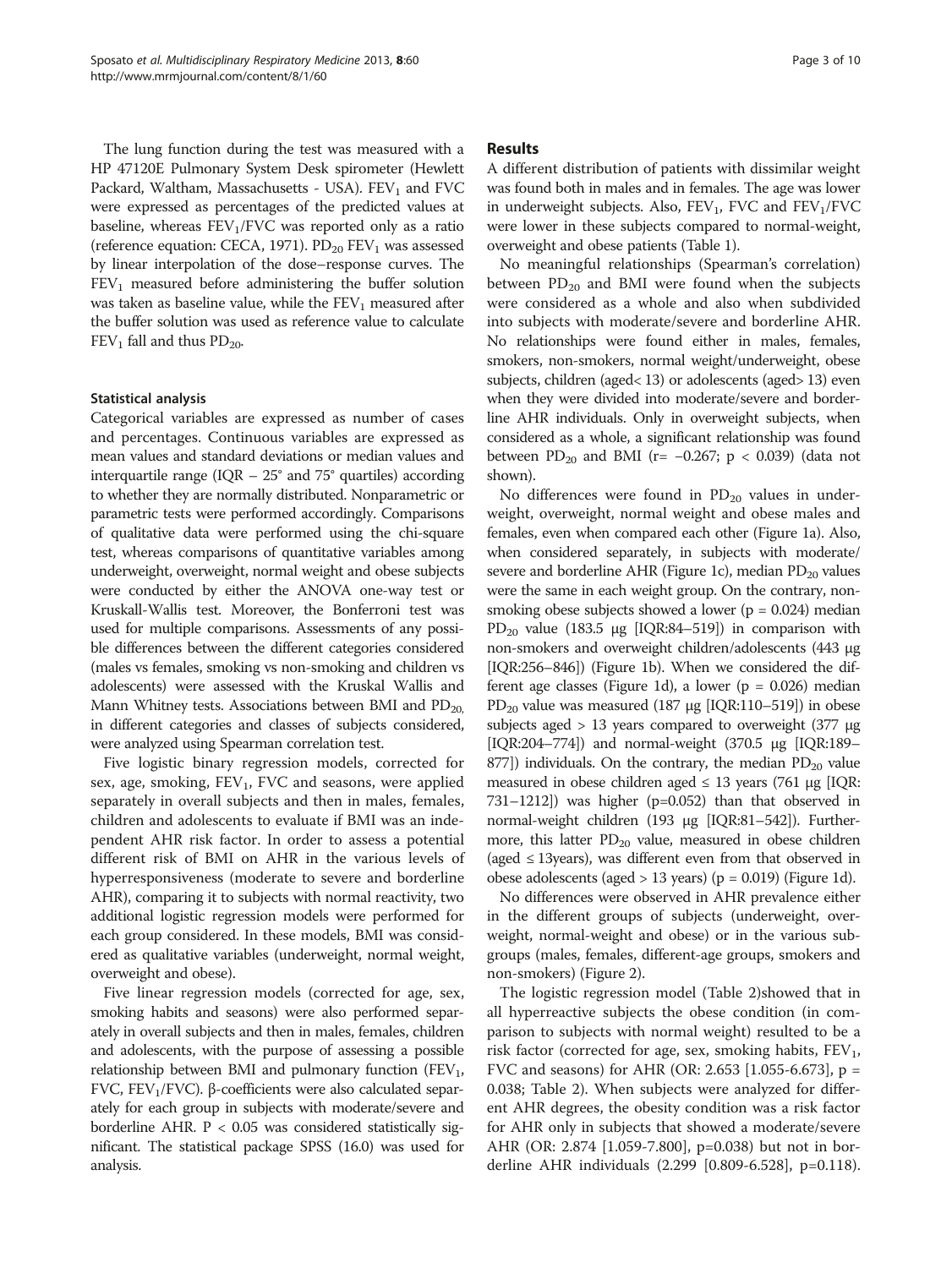The lung function during the test was measured with a HP 47120E Pulmonary System Desk spirometer (Hewlett Packard, Waltham, Massachusetts - USA). $FEV_1$ and FVC were expressed as percentages of the predicted values at baseline, whereas $FEV_1$/FVC was reported only as a ratio (reference equation: CECA, 1971). $PD_{20}$ $FEV_1$ was assessed by linear interpolation of the dose–response curves. The $FEV_1$ measured before administering the buffer solution was taken as baseline value, while the $FEV_1$ measured after the buffer solution was used as reference value to calculate $FEV_1$ fall and thus $PD_{20}$.

### Statistical analysis

Categorical variables are expressed as number of cases and percentages. Continuous variables are expressed as mean values and standard deviations or median values and interquartile range (IQR – 25° and 75° quartiles) according to whether they are normally distributed. Nonparametric or parametric tests were performed accordingly. Comparisons of qualitative data were performed using the chi-square test, whereas comparisons of quantitative variables among underweight, overweight, normal weight and obese subjects were conducted by either the ANOVA one-way test or Kruskall-Wallis test. Moreover, the Bonferroni test was used for multiple comparisons. Assessments of any possible differences between the different categories considered (males vs females, smoking vs non-smoking and children vs adolescents) were assessed with the Kruskal Wallis and Mann Whitney tests. Associations between BMI and $PD_{20,}$ in different categories and classes of subjects considered, were analyzed using Spearman correlation test.

Five logistic binary regression models, corrected for sex, age, smoking, $FEV_1$, FVC and seasons, were applied separately in overall subjects and then in males, females, children and adolescents to evaluate if BMI was an independent AHR risk factor. In order to assess a potential different risk of BMI on AHR in the various levels of hyperresponsiveness (moderate to severe and borderline AHR), comparing it to subjects with normal reactivity, two additional logistic regression models were performed for each group considered. In these models, BMI was considered as qualitative variables (underweight, normal weight, overweight and obese).

Five linear regression models (corrected for age, sex, smoking habits and seasons) were also performed separately in overall subjects and then in males, females, children and adolescents, with the purpose of assessing a possible relationship between BMI and pulmonary function ($FEV_1$, FVC, $FEV_1$/FVC). β-coefficients were also calculated separately for each group in subjects with moderate/severe and borderline AHR. $P < 0.05$ was considered statistically significant. The statistical package SPSS (16.0) was used for analysis.

## Results

A different distribution of patients with dissimilar weight was found both in males and in females. The age was lower in underweight subjects. Also, $FEV_1$, FVC and $FEV_1$/FVC were lower in these subjects compared to normal-weight, overweight and obese patients (Table 1).

No meaningful relationships (Spearman's correlation) between $PD_{20}$ and BMI were found when the subjects were considered as a whole and also when subdivided into subjects with moderate/severe and borderline AHR. No relationships were found either in males, females, smokers, non-smokers, normal weight/underweight, obese subjects, children (aged< 13) or adolescents (aged> 13) even when they were divided into moderate/severe and borderline AHR individuals. Only in overweight subjects, when considered as a whole, a significant relationship was found between $PD_{20}$ and BMI ($r= -0.267$; $p < 0.039$) (data not shown).

No differences were found in $PD_{20}$ values in underweight, overweight, normal weight and obese males and females, even when compared each other (Figure 1a). Also, when considered separately, in subjects with moderate/severe and borderline AHR (Figure 1c), median $PD_{20}$ values were the same in each weight group. On the contrary, non-smoking obese subjects showed a lower ($p = 0.024$) median $PD_{20}$ value (183.5 μg [IQR:84–519]) in comparison with non-smokers and overweight children/adolescents (443 μg [IQR:256–846]) (Figure 1b). When we considered the different age classes (Figure 1d), a lower ($p = 0.026$) median $PD_{20}$ value was measured (187 μg [IQR:110–519]) in obese subjects aged > 13 years compared to overweight (377 μg [IQR:204–774]) and normal-weight (370.5 μg [IQR:189–877]) individuals. On the contrary, the median $PD_{20}$ value measured in obese children aged ≤ 13 years (761 μg [IQR: 731–1212]) was higher ($p=0.052$) than that observed in normal-weight children (193 μg [IQR:81–542]). Furthermore, this latter $PD_{20}$ value, measured in obese children (aged ≤ 13years), was different even from that observed in obese adolescents (aged > 13 years) ($p = 0.019$) (Figure 1d).

No differences were observed in AHR prevalence either in the different groups of subjects (underweight, overweight, normal-weight and obese) or in the various subgroups (males, females, different-age groups, smokers and non-smokers) (Figure 2).

The logistic regression model (Table 2)showed that in all hyperreactive subjects the obese condition (in comparison to subjects with normal weight) resulted to be a risk factor (corrected for age, sex, smoking habits, $FEV_1$, FVC and seasons) for AHR (OR: 2.653 [1.055-6.673], $p = 0.038$; Table 2). When subjects were analyzed for different AHR degrees, the obesity condition was a risk factor for AHR only in subjects that showed a moderate/severe AHR (OR: 2.874 [1.059-7.800], $p=0.038$) but not in borderline AHR individuals (2.299 [0.809-6.528], $p=0.118$).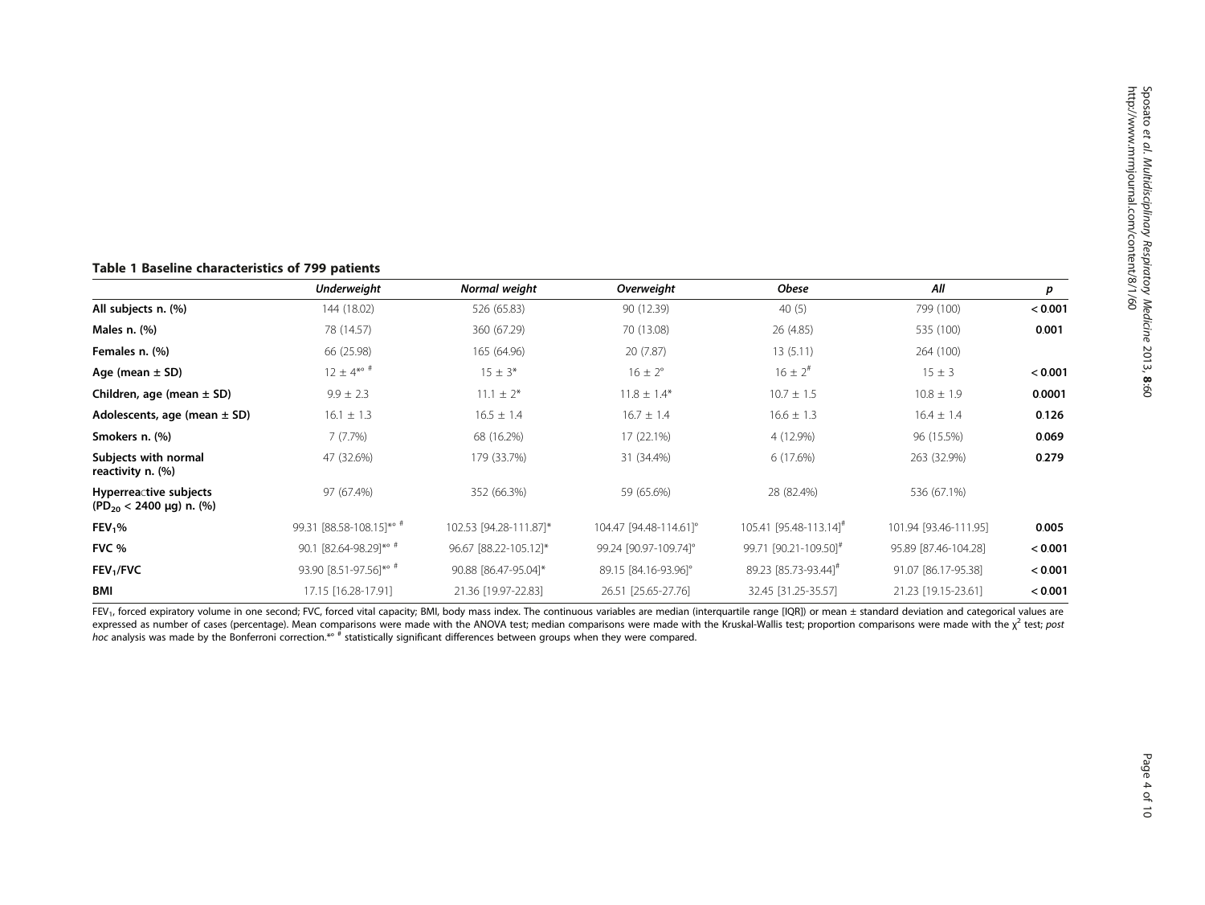**Table 1 Baseline characteristics of 799 patients**

| | *Underweight* | *Normal weight* | *Overweight* | *Obese* | *All* | *p* |
|---|---|---|---|---|---|---|
| **All subjects n. (%)** | 144 (18.02) | 526 (65.83) | 90 (12.39) | 40 (5) | 799 (100) | < 0.001 |
| **Males n. (%)** | 78 (14.57) | 360 (67.29) | 70 (13.08) | 26 (4.85) | 535 (100) | 0.001 |
| **Females n. (%)** | 66 (25.98) | 165 (64.96) | 20 (7.87) | 13 (5.11) | 264 (100) | |
| **Age (mean ± SD)** | 12 ± 4*° # | 15 ± 3* | 16 ± 2° | 16 ± 2# | 15 ± 3 | < 0.001 |
| **Children, age (mean ± SD)** | 9.9 ± 2.3 | 11.1 ± 2* | 11.8 ± 1.4* | 10.7 ± 1.5 | 10.8 ± 1.9 | 0.0001 |
| **Adolescents, age (mean ± SD)** | 16.1 ± 1.3 | 16.5 ± 1.4 | 16.7 ± 1.4 | 16.6 ± 1.3 | 16.4 ± 1.4 | 0.126 |
| **Smokers n. (%)** | 7 (7.7%) | 68 (16.2%) | 17 (22.1%) | 4 (12.9%) | 96 (15.5%) | 0.069 |
| **Subjects with normal reactivity n. (%)** | 47 (32.6%) | 179 (33.7%) | 31 (34.4%) | 6 (17.6%) | 263 (32.9%) | 0.279 |
| **Hyperreactive subjects ($PD_{20}$ < 2400 μg) n. (%)** | 97 (67.4%) | 352 (66.3%) | 59 (65.6%) | 28 (82.4%) | 536 (67.1%) | |
| **$FEV_1$%** | 99.31 [88.58-108.15]*° # | 102.53 [94.28-111.87]* | 104.47 [94.48-114.61]° | 105.41 [95.48-113.14]# | 101.94 [93.46-111.95] | 0.005 |
| **FVC %** | 90.1 [82.64-98.29]*° # | 96.67 [88.22-105.12]* | 99.24 [90.97-109.74]° | 99.71 [90.21-109.50]# | 95.89 [87.46-104.28] | < 0.001 |
| **$FEV_1$/FVC** | 93.90 [8.51-97.56]*° # | 90.88 [86.47-95.04]* | 89.15 [84.16-93.96]° | 89.23 [85.73-93.44]# | 91.07 [86.17-95.38] | < 0.001 |
| **BMI** | 17.15 [16.28-17.91] | 21.36 [19.97-22.83] | 26.51 [25.65-27.76] | 32.45 [31.25-35.57] | 21.23 [19.15-23.61] | < 0.001 |

$FEV_1$, forced expiratory volume in one second; FVC, forced vital capacity; BMI, body mass index. The continuous variables are median (interquartile range [IQR]) or mean ± standard deviation and categorical values are expressed as number of cases (percentage). Mean comparisons were made with the ANOVA test; median comparisons were made with the Kruskal-Wallis test; proportion comparisons were made with the $\chi^2$ test; *post hoc* analysis was made by the Bonferroni correction.*° # statistically significant differences between groups when they were compared.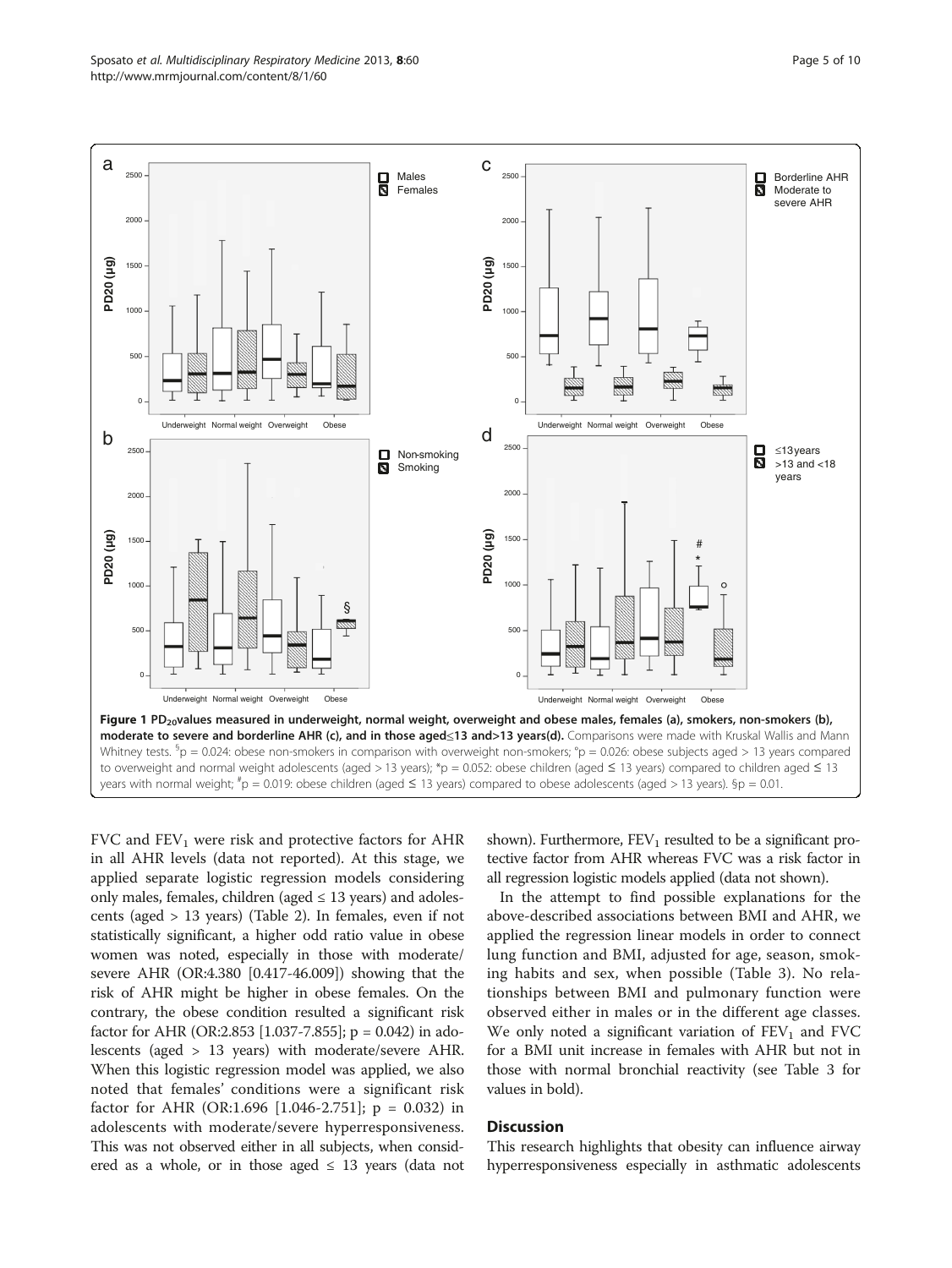**Figure 1 $PD_{20}$values measured in underweight, normal weight, overweight and obese males, females (a), smokers, non-smokers (b), moderate to severe and borderline AHR (c), and in those aged≤13 and>13 years(d).** Comparisons were made with Kruskal Wallis and Mann Whitney tests. [$]p = 0.024: obese non-smokers in comparison with overweight non-smokers; °p = 0.026: obese subjects aged > 13 years compared to overweight and normal weight adolescents (aged > 13 years); *p = 0.052: obese children (aged ≤ 13 years) compared to children aged ≤ 13 years with normal weight; [#]p = 0.019: obese children (aged ≤ 13 years) compared to obese adolescents (aged > 13 years). §p = 0.01.

FVC and $FEV_1$ were risk and protective factors for AHR in all AHR levels (data not reported). At this stage, we applied separate logistic regression models considering only males, females, children (aged ≤ 13 years) and adolescents (aged > 13 years) (Table 2). In females, even if not statistically significant, a higher odd ratio value in obese women was noted, especially in those with moderate/severe AHR (OR:4.380 [0.417-46.009]) showing that the risk of AHR might be higher in obese females. On the contrary, the obese condition resulted a significant risk factor for AHR (OR:2.853 [1.037-7.855]; p = 0.042) in adolescents (aged > 13 years) with moderate/severe AHR. When this logistic regression model was applied, we also noted that females' conditions were a significant risk factor for AHR (OR:1.696 [1.046-2.751]; p = 0.032) in adolescents with moderate/severe hyperresponsiveness. This was not observed either in all subjects, when considered as a whole, or in those aged ≤ 13 years (data not shown). Furthermore, $FEV_1$ resulted to be a significant protective factor from AHR whereas FVC was a risk factor in all regression logistic models applied (data not shown).

In the attempt to find possible explanations for the above-described associations between BMI and AHR, we applied the regression linear models in order to connect lung function and BMI, adjusted for age, season, smoking habits and sex, when possible (Table 3). No relationships between BMI and pulmonary function were observed either in males or in the different age classes. We only noted a significant variation of $FEV_1$ and FVC for a BMI unit increase in females with AHR but not in those with normal bronchial reactivity (see Table 3 for values in bold).

## Discussion

This research highlights that obesity can influence airway hyperresponsiveness especially in asthmatic adolescents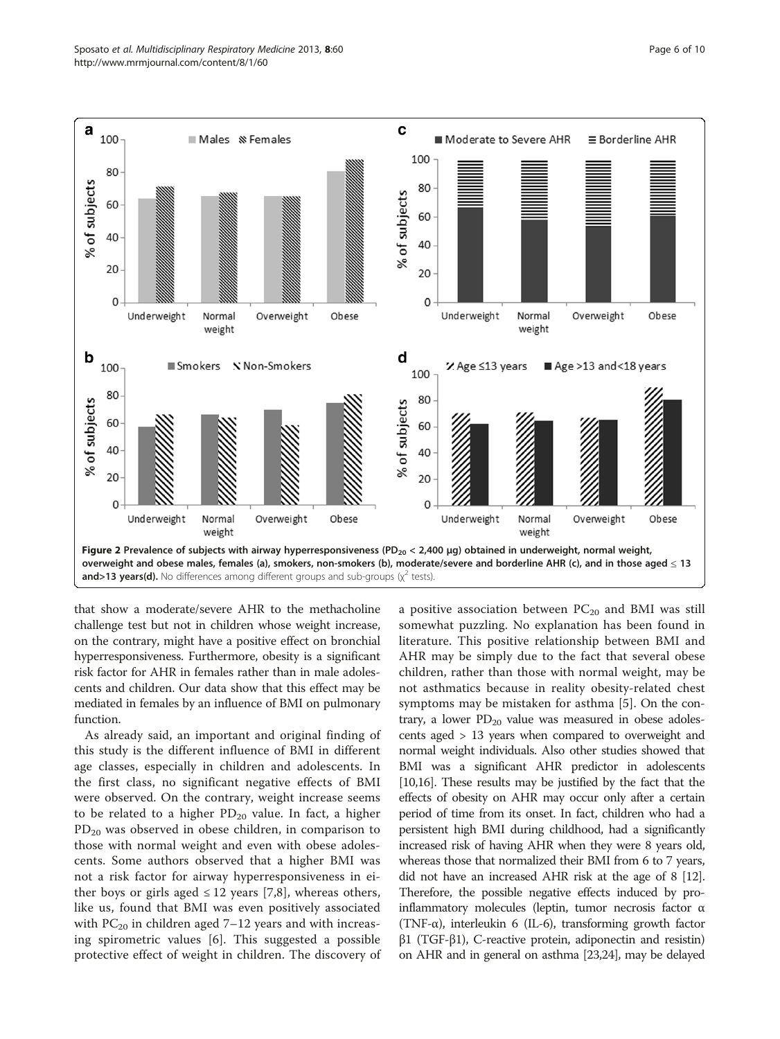Figure 2 Prevalence of subjects with airway hyperresponsiveness ($PD_{20}$ < 2,400 μg) obtained in underweight, normal weight, overweight and obese males, females (a), smokers, non-smokers (b), moderate/severe and borderline AHR (c), and in those aged ≤ 13 and>13 years(d). No differences among different groups and sub-groups ($\chi^2$ tests).

that show a moderate/severe AHR to the methacholine challenge test but not in children whose weight increase, on the contrary, might have a positive effect on bronchial hyperresponsiveness. Furthermore, obesity is a significant risk factor for AHR in females rather than in male adolescents and children. Our data show that this effect may be mediated in females by an influence of BMI on pulmonary function.

As already said, an important and original finding of this study is the different influence of BMI in different age classes, especially in children and adolescents. In the first class, no significant negative effects of BMI were observed. On the contrary, weight increase seems to be related to a higher $PD_{20}$ value. In fact, a higher $PD_{20}$ was observed in obese children, in comparison to those with normal weight and even with obese adolescents. Some authors observed that a higher BMI was not a risk factor for airway hyperresponsiveness in either boys or girls aged ≤ 12 years [7,8], whereas others, like us, found that BMI was even positively associated with $PC_{20}$ in children aged 7–12 years and with increasing spirometric values [6]. This suggested a possible protective effect of weight in children. The discovery of a positive association between $PC_{20}$ and BMI was still somewhat puzzling. No explanation has been found in literature. This positive relationship between BMI and AHR may be simply due to the fact that several obese children, rather than those with normal weight, may be not asthmatics because in reality obesity-related chest symptoms may be mistaken for asthma [5]. On the contrary, a lower $PD_{20}$ value was measured in obese adolescents aged > 13 years when compared to overweight and normal weight individuals. Also other studies showed that BMI was a significant AHR predictor in adolescents [10,16]. These results may be justified by the fact that the effects of obesity on AHR may occur only after a certain period of time from its onset. In fact, children who had a persistent high BMI during childhood, had a significantly increased risk of having AHR when they were 8 years old, whereas those that normalized their BMI from 6 to 7 years, did not have an increased AHR risk at the age of 8 [12]. Therefore, the possible negative effects induced by pro-inflammatory molecules (leptin, tumor necrosis factor α (TNF-α), interleukin 6 (IL-6), transforming growth factor β1 (TGF-β1), C-reactive protein, adiponectin and resistin) on AHR and in general on asthma [23,24], may be delayed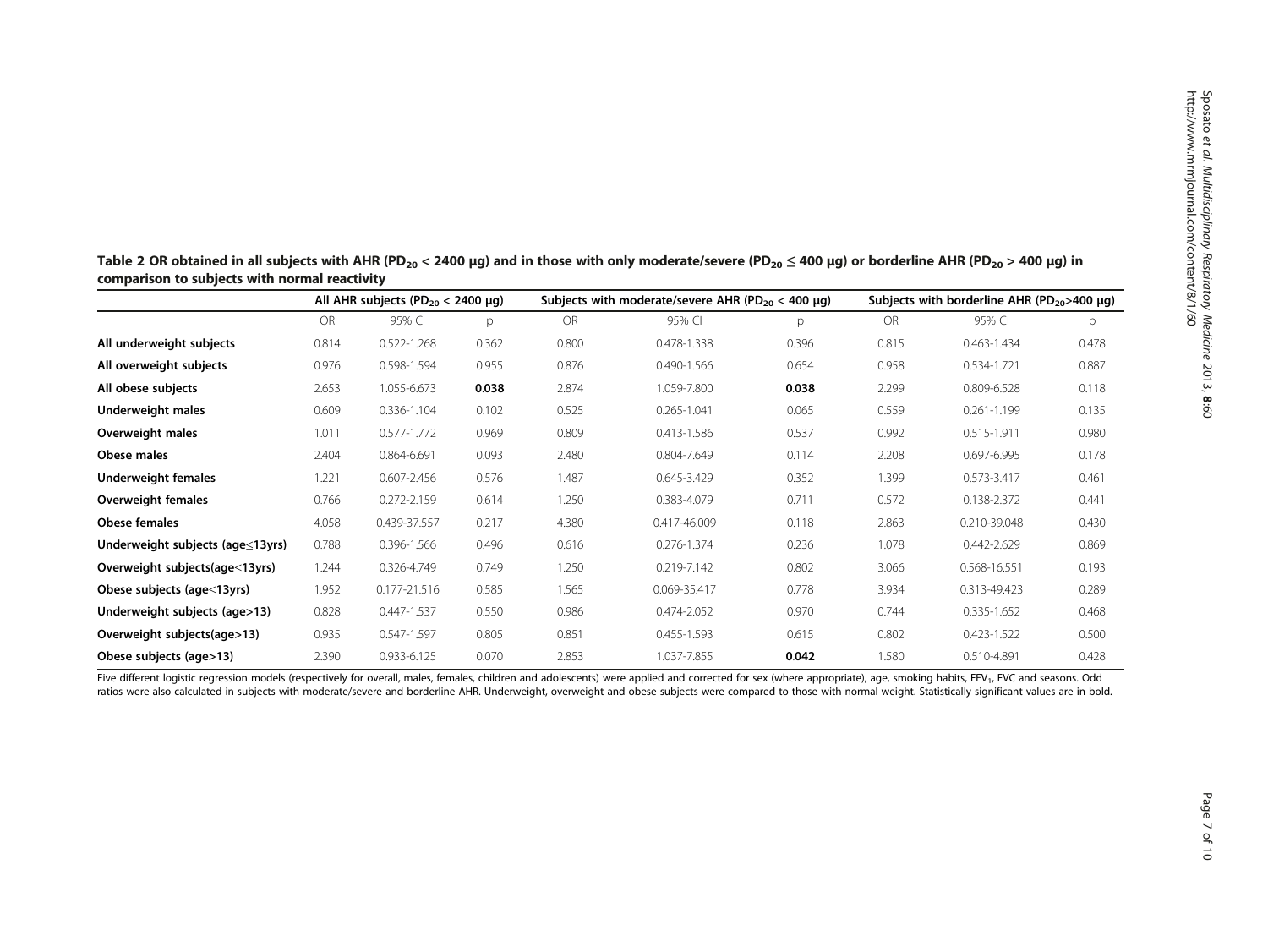**Table 2 OR obtained in all subjects with AHR ($PD_{20}$ < 2400 μg) and in those with only moderate/severe ($PD_{20} \leq$ 400 μg) or borderline AHR ($PD_{20}$ > 400 μg) in comparison to subjects with normal reactivity**

| | All AHR subjects ($PD_{20}$ < 2400 μg) | | | Subjects with moderate/severe AHR ($PD_{20}$ < 400 μg) | | | Subjects with borderline AHR ($PD_{20}$>400 μg) | | |
|---|---|---|---|---|---|---|---|---|---|
| | OR | 95% CI | p | OR | 95% CI | p | OR | 95% CI | p |
| **All underweight subjects** | 0.814 | 0.522-1.268 | 0.362 | 0.800 | 0.478-1.338 | 0.396 | 0.815 | 0.463-1.434 | 0.478 |
| **All overweight subjects** | 0.976 | 0.598-1.594 | 0.955 | 0.876 | 0.490-1.566 | 0.654 | 0.958 | 0.534-1.721 | 0.887 |
| **All obese subjects** | 2.653 | 1.055-6.673 | **0.038** | 2.874 | 1.059-7.800 | **0.038** | 2.299 | 0.809-6.528 | 0.118 |
| **Underweight males** | 0.609 | 0.336-1.104 | 0.102 | 0.525 | 0.265-1.041 | 0.065 | 0.559 | 0.261-1.199 | 0.135 |
| **Overweight males** | 1.011 | 0.577-1.772 | 0.969 | 0.809 | 0.413-1.586 | 0.537 | 0.992 | 0.515-1.911 | 0.980 |
| **Obese males** | 2.404 | 0.864-6.691 | 0.093 | 2.480 | 0.804-7.649 | 0.114 | 2.208 | 0.697-6.995 | 0.178 |
| **Underweight females** | 1.221 | 0.607-2.456 | 0.576 | 1.487 | 0.645-3.429 | 0.352 | 1.399 | 0.573-3.417 | 0.461 |
| **Overweight females** | 0.766 | 0.272-2.159 | 0.614 | 1.250 | 0.383-4.079 | 0.711 | 0.572 | 0.138-2.372 | 0.441 |
| **Obese females** | 4.058 | 0.439-37.557 | 0.217 | 4.380 | 0.417-46.009 | 0.118 | 2.863 | 0.210-39.048 | 0.430 |
| **Underweight subjects (age≤13yrs)** | 0.788 | 0.396-1.566 | 0.496 | 0.616 | 0.276-1.374 | 0.236 | 1.078 | 0.442-2.629 | 0.869 |
| **Overweight subjects(age≤13yrs)** | 1.244 | 0.326-4.749 | 0.749 | 1.250 | 0.219-7.142 | 0.802 | 3.066 | 0.568-16.551 | 0.193 |
| **Obese subjects (age≤13yrs)** | 1.952 | 0.177-21.516 | 0.585 | 1.565 | 0.069-35.417 | 0.778 | 3.934 | 0.313-49.423 | 0.289 |
| **Underweight subjects (age>13)** | 0.828 | 0.447-1.537 | 0.550 | 0.986 | 0.474-2.052 | 0.970 | 0.744 | 0.335-1.652 | 0.468 |
| **Overweight subjects(age>13)** | 0.935 | 0.547-1.597 | 0.805 | 0.851 | 0.455-1.593 | 0.615 | 0.802 | 0.423-1.522 | 0.500 |
| **Obese subjects (age>13)** | 2.390 | 0.933-6.125 | 0.070 | 2.853 | 1.037-7.855 | **0.042** | 1.580 | 0.510-4.891 | 0.428 |

Five different logistic regression models (respectively for overall, males, females, children and adolescents) were applied and corrected for sex (where appropriate), age, smoking habits, $FEV_1$, FVC and seasons. Odd ratios were also calculated in subjects with moderate/severe and borderline AHR. Underweight, overweight and obese subjects were compared to those with normal weight. Statistically significant values are in bold.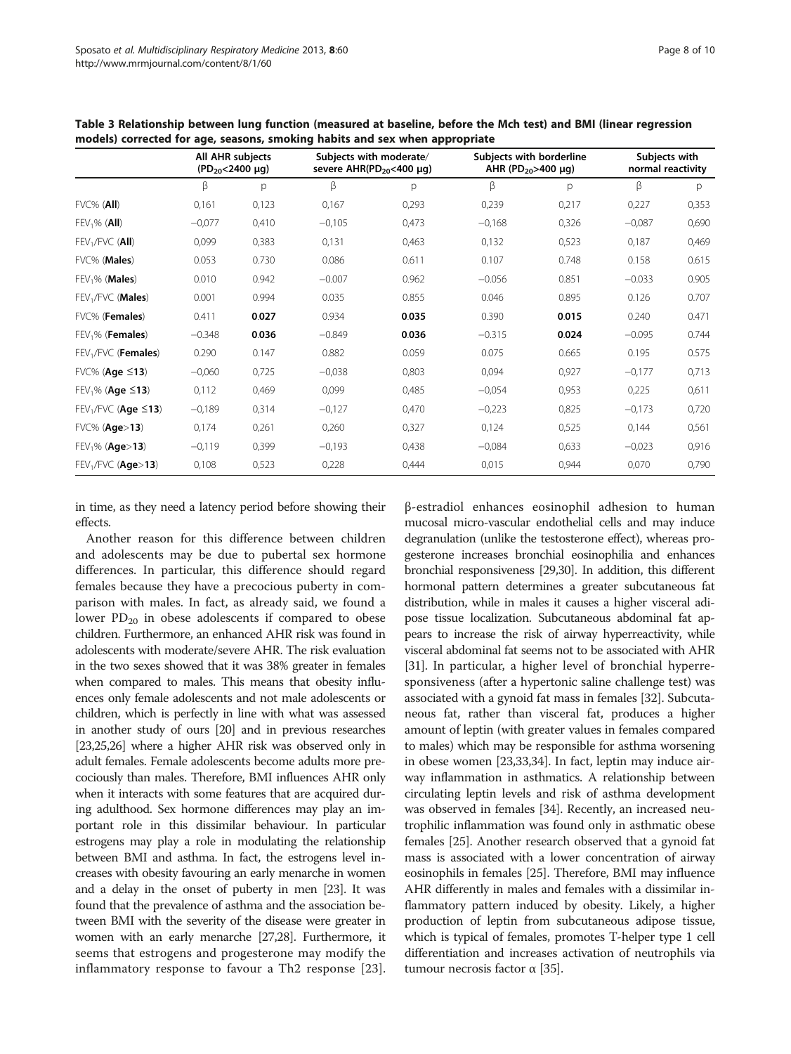**Table 3 Relationship between lung function (measured at baseline, before the Mch test) and BMI (linear regression models) corrected for age, seasons, smoking habits and sex when appropriate**

| | All AHR subjects ($PD_{20}$<2400 μg) | | Subjects with moderate/ severe AHR($PD_{20}$<400 μg) | | Subjects with borderline AHR ($PD_{20}$>400 μg) | | Subjects with normal reactivity | |
|---|---|---|---|---|---|---|---|---|
| | β | p | β | p | β | p | β | p |
| FVC% (**All**) | 0,161 | 0,123 | 0,167 | 0,293 | 0,239 | 0,217 | 0,227 | 0,353 |
| $FEV_1$% (**All**) | −0,077 | 0,410 | −0,105 | 0,473 | −0,168 | 0,326 | −0,087 | 0,690 |
| $FEV_1$/FVC (**All**) | 0,099 | 0,383 | 0,131 | 0,463 | 0,132 | 0,523 | 0,187 | 0,469 |
| FVC% (**Males**) | 0.053 | 0.730 | 0.086 | 0.611 | 0.107 | 0.748 | 0.158 | 0.615 |
| $FEV_1$% (**Males**) | 0.010 | 0.942 | −0.007 | 0.962 | −0.056 | 0.851 | −0.033 | 0.905 |
| $FEV_1$/FVC (**Males**) | 0.001 | 0.994 | 0.035 | 0.855 | 0.046 | 0.895 | 0.126 | 0.707 |
| FVC% (**Females**) | 0.411 | **0.027** | 0.934 | **0.035** | 0.390 | **0.015** | 0.240 | 0.471 |
| $FEV_1$% (**Females**) | −0.348 | **0.036** | −0.849 | **0.036** | −0.315 | **0.024** | −0.095 | 0.744 |
| $FEV_1$/FVC (**Females**) | 0.290 | 0.147 | 0.882 | 0.059 | 0.075 | 0.665 | 0.195 | 0.575 |
| FVC% (**Age ≤13**) | −0,060 | 0,725 | −0,038 | 0,803 | 0,094 | 0,927 | −0,177 | 0,713 |
| $FEV_1$% (**Age ≤13**) | 0,112 | 0,469 | 0,099 | 0,485 | −0,054 | 0,953 | 0,225 | 0,611 |
| $FEV_1$/FVC (**Age ≤13**) | −0,189 | 0,314 | −0,127 | 0,470 | −0,223 | 0,825 | −0,173 | 0,720 |
| FVC% (**Age>13**) | 0,174 | 0,261 | 0,260 | 0,327 | 0,124 | 0,525 | 0,144 | 0,561 |
| $FEV_1$% (**Age>13**) | −0,119 | 0,399 | −0,193 | 0,438 | −0,084 | 0,633 | −0,023 | 0,916 |
| $FEV_1$/FVC (**Age>13**) | 0,108 | 0,523 | 0,228 | 0,444 | 0,015 | 0,944 | 0,070 | 0,790 |

in time, as they need a latency period before showing their effects.

Another reason for this difference between children and adolescents may be due to pubertal sex hormone differences. In particular, this difference should regard females because they have a precocious puberty in comparison with males. In fact, as already said, we found a lower $PD_{20}$ in obese adolescents if compared to obese children. Furthermore, an enhanced AHR risk was found in adolescents with moderate/severe AHR. The risk evaluation in the two sexes showed that it was 38% greater in females when compared to males. This means that obesity influences only female adolescents and not male adolescents or children, which is perfectly in line with what was assessed in another study of ours [20] and in previous researches [23,25,26] where a higher AHR risk was observed only in adult females. Female adolescents become adults more precociously than males. Therefore, BMI influences AHR only when it interacts with some features that are acquired during adulthood. Sex hormone differences may play an important role in this dissimilar behaviour. In particular estrogens may play a role in modulating the relationship between BMI and asthma. In fact, the estrogens level increases with obesity favouring an early menarche in women and a delay in the onset of puberty in men [23]. It was found that the prevalence of asthma and the association between BMI with the severity of the disease were greater in women with an early menarche [27,28]. Furthermore, it seems that estrogens and progesterone may modify the inflammatory response to favour a Th2 response [23]. β-estradiol enhances eosinophil adhesion to human mucosal micro-vascular endothelial cells and may induce degranulation (unlike the testosterone effect), whereas progesterone increases bronchial eosinophilia and enhances bronchial responsiveness [29,30]. In addition, this different hormonal pattern determines a greater subcutaneous fat distribution, while in males it causes a higher visceral adipose tissue localization. Subcutaneous abdominal fat appears to increase the risk of airway hyperreactivity, while visceral abdominal fat seems not to be associated with AHR [31]. In particular, a higher level of bronchial hyperresponsiveness (after a hypertonic saline challenge test) was associated with a gynoid fat mass in females [32]. Subcutaneous fat, rather than visceral fat, produces a higher amount of leptin (with greater values in females compared to males) which may be responsible for asthma worsening in obese women [23,33,34]. In fact, leptin may induce airway inflammation in asthmatics. A relationship between circulating leptin levels and risk of asthma development was observed in females [34]. Recently, an increased neutrophilic inflammation was found only in asthmatic obese females [25]. Another research observed that a gynoid fat mass is associated with a lower concentration of airway eosinophils in females [25]. Therefore, BMI may influence AHR differently in males and females with a dissimilar inflammatory pattern induced by obesity. Likely, a higher production of leptin from subcutaneous adipose tissue, which is typical of females, promotes T-helper type 1 cell differentiation and increases activation of neutrophils via tumour necrosis factor α [35].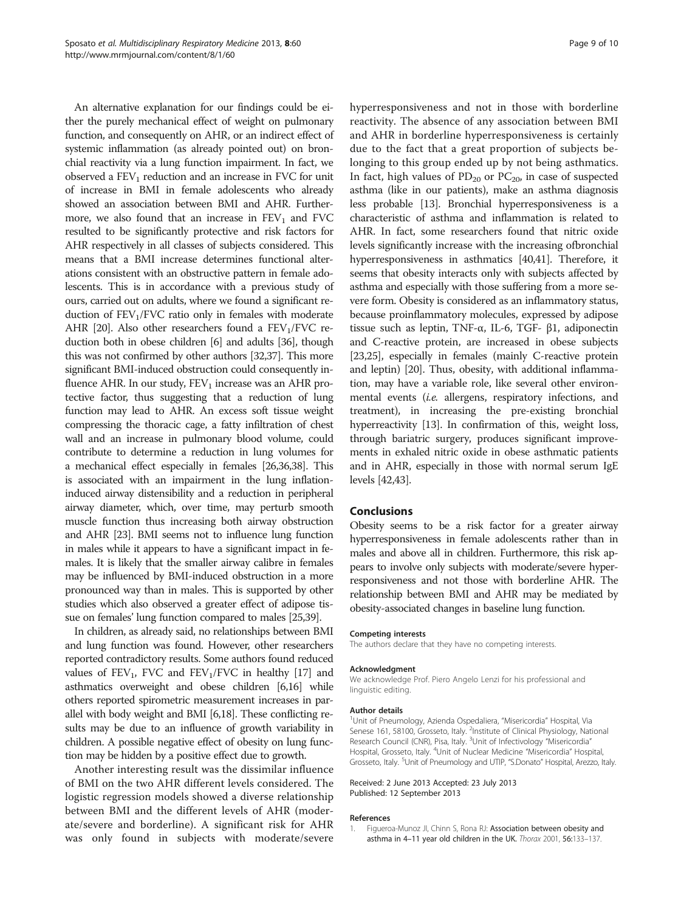An alternative explanation for our findings could be either the purely mechanical effect of weight on pulmonary function, and consequently on AHR, or an indirect effect of systemic inflammation (as already pointed out) on bronchial reactivity via a lung function impairment. In fact, we observed a $FEV_1$ reduction and an increase in FVC for unit of increase in BMI in female adolescents who already showed an association between BMI and AHR. Furthermore, we also found that an increase in $FEV_1$ and FVC resulted to be significantly protective and risk factors for AHR respectively in all classes of subjects considered. This means that a BMI increase determines functional alterations consistent with an obstructive pattern in female adolescents. This is in accordance with a previous study of ours, carried out on adults, where we found a significant reduction of $FEV_1$/FVC ratio only in females with moderate AHR [20]. Also other researchers found a $FEV_1$/FVC reduction both in obese children [6] and adults [36], though this was not confirmed by other authors [32,37]. This more significant BMI-induced obstruction could consequently influence AHR. In our study, $FEV_1$ increase was an AHR protective factor, thus suggesting that a reduction of lung function may lead to AHR. An excess soft tissue weight compressing the thoracic cage, a fatty infiltration of chest wall and an increase in pulmonary blood volume, could contribute to determine a reduction in lung volumes for a mechanical effect especially in females [26,36,38]. This is associated with an impairment in the lung inflation-induced airway distensibility and a reduction in peripheral airway diameter, which, over time, may perturb smooth muscle function thus increasing both airway obstruction and AHR [23]. BMI seems not to influence lung function in males while it appears to have a significant impact in females. It is likely that the smaller airway calibre in females may be influenced by BMI-induced obstruction in a more pronounced way than in males. This is supported by other studies which also observed a greater effect of adipose tissue on females' lung function compared to males [25,39].

In children, as already said, no relationships between BMI and lung function was found. However, other researchers reported contradictory results. Some authors found reduced values of $FEV_1$, FVC and $FEV_1$/FVC in healthy [17] and asthmatics overweight and obese children [6,16] while others reported spirometric measurement increases in parallel with body weight and BMI [6,18]. These conflicting results may be due to an influence of growth variability in children. A possible negative effect of obesity on lung function may be hidden by a positive effect due to growth.

Another interesting result was the dissimilar influence of BMI on the two AHR different levels considered. The logistic regression models showed a diverse relationship between BMI and the different levels of AHR (moderate/severe and borderline). A significant risk for AHR was only found in subjects with moderate/severe hyperresponsiveness and not in those with borderline reactivity. The absence of any association between BMI and AHR in borderline hyperresponsiveness is certainly due to the fact that a great proportion of subjects belonging to this group ended up by not being asthmatics. In fact, high values of $PD_{20}$ or $PC_{20}$, in case of suspected asthma (like in our patients), make an asthma diagnosis less probable [13]. Bronchial hyperresponsiveness is a characteristic of asthma and inflammation is related to AHR. In fact, some researchers found that nitric oxide levels significantly increase with the increasing ofbronchial hyperresponsiveness in asthmatics [40,41]. Therefore, it seems that obesity interacts only with subjects affected by asthma and especially with those suffering from a more severe form. Obesity is considered as an inflammatory status, because proinflammatory molecules, expressed by adipose tissue such as leptin, TNF-α, IL-6, TGF- β1, adiponectin and C-reactive protein, are increased in obese subjects [23,25], especially in females (mainly C-reactive protein and leptin) [20]. Thus, obesity, with additional inflammation, may have a variable role, like several other environmental events (*i.e.* allergens, respiratory infections, and treatment), in increasing the pre-existing bronchial hyperreactivity [13]. In confirmation of this, weight loss, through bariatric surgery, produces significant improvements in exhaled nitric oxide in obese asthmatic patients and in AHR, especially in those with normal serum IgE levels [42,43].

## Conclusions

Obesity seems to be a risk factor for a greater airway hyperresponsiveness in female adolescents rather than in males and above all in children. Furthermore, this risk appears to involve only subjects with moderate/severe hyperresponsiveness and not those with borderline AHR. The relationship between BMI and AHR may be mediated by obesity-associated changes in baseline lung function.

#### Competing interests

The authors declare that they have no competing interests.

#### Acknowledgment

We acknowledge Prof. Piero Angelo Lenzi for his professional and linguistic editing.

#### Author details

[1]Unit of Pneumology, Azienda Ospedaliera, "Misericordia" Hospital, Via Senese 161, 58100, Grosseto, Italy. [2]Institute of Clinical Physiology, National Research Council (CNR), Pisa, Italy. [3]Unit of Infectivology "Misericordia" Hospital, Grosseto, Italy. [4]Unit of Nuclear Medicine "Misericordia" Hospital, Grosseto, Italy. [5]Unit of Pneumology and UTIP, "S.Donato" Hospital, Arezzo, Italy.

Received: 2 June 2013 Accepted: 23 July 2013
Published: 12 September 2013

#### References

1. Figueroa-Munoz JI, Chinn S, Rona RJ: **Association between obesity and asthma in 4–11 year old children in the UK.** *Thorax* 2001, **56:**133–137.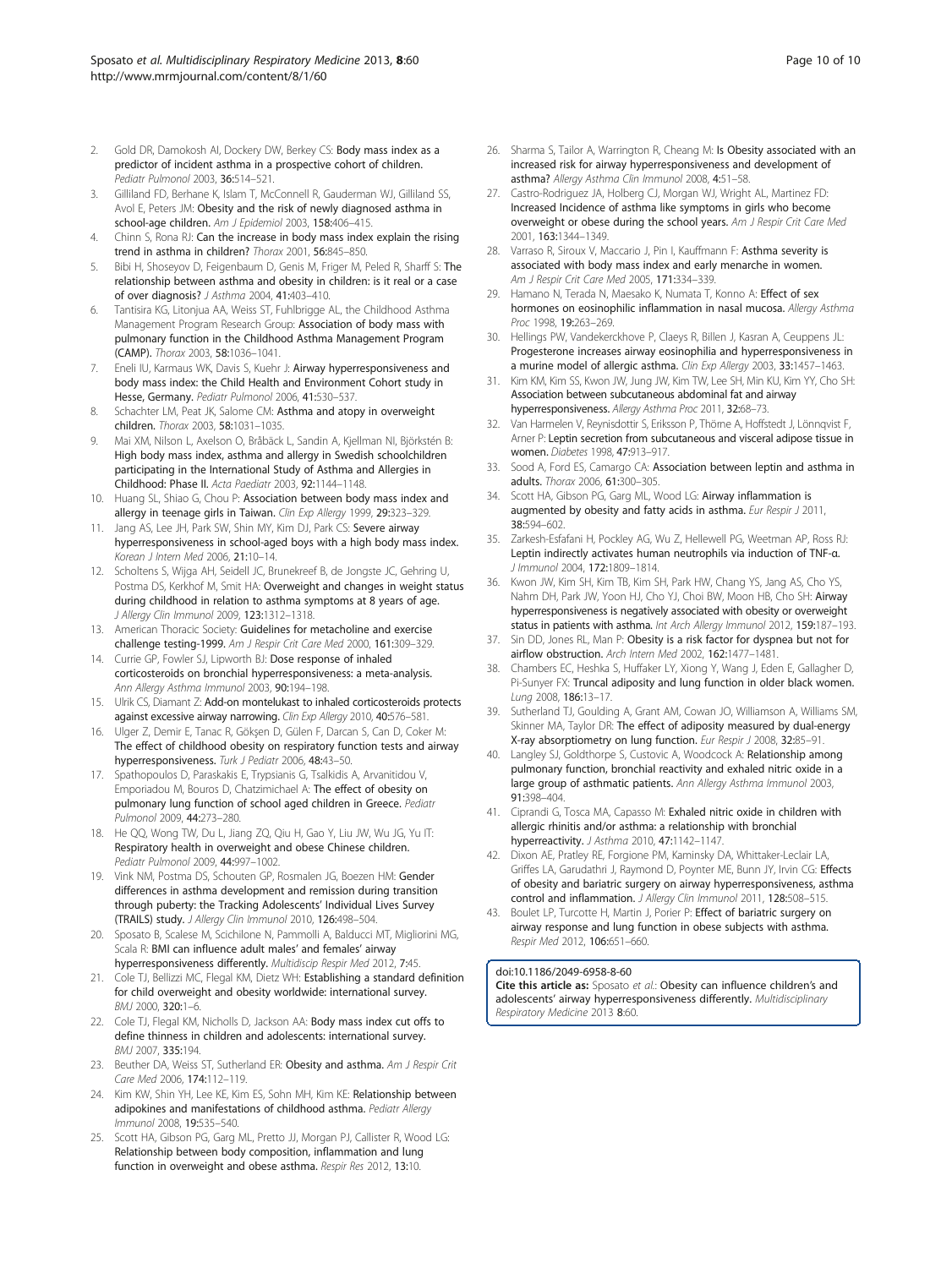2. Gold DR, Damokosh AI, Dockery DW, Berkey CS: **Body mass index as a predictor of incident asthma in a prospective cohort of children.** *Pediatr Pulmonol* 2003, **36:**514–521.
3. Gilliland FD, Berhane K, Islam T, McConnell R, Gauderman WJ, Gilliland SS, Avol E, Peters JM: **Obesity and the risk of newly diagnosed asthma in school-age children.** *Am J Epidemiol* 2003, **158:**406–415.
4. Chinn S, Rona RJ: **Can the increase in body mass index explain the rising trend in asthma in children?** *Thorax* 2001, **56:**845–850.
5. Bibi H, Shoseyov D, Feigenbaum D, Genis M, Friger M, Peled R, Sharff S: **The relationship between asthma and obesity in children: is it real or a case of over diagnosis?** *J Asthma* 2004, **41:**403–410.
6. Tantisira KG, Litonjua AA, Weiss ST, Fuhlbrigge AL, the Childhood Asthma Management Program Research Group: **Association of body mass with pulmonary function in the Childhood Asthma Management Program (CAMP).** *Thorax* 2003, **58:**1036–1041.
7. Eneli IU, Karmaus WK, Davis S, Kuehr J: **Airway hyperresponsiveness and body mass index: the Child Health and Environment Cohort study in Hesse, Germany.** *Pediatr Pulmonol* 2006, **41:**530–537.
8. Schachter LM, Peat JK, Salome CM: **Asthma and atopy in overweight children.** *Thorax* 2003, **58:**1031–1035.
9. Mai XM, Nilson L, Axelson O, Bråbäck L, Sandin A, Kjellman NI, Björkstén B: **High body mass index, asthma and allergy in Swedish schoolchildren participating in the International Study of Asthma and Allergies in Childhood: Phase II.** *Acta Paediatr* 2003, **92:**1144–1148.
10. Huang SL, Shiao G, Chou P: **Association between body mass index and allergy in teenage girls in Taiwan.** *Clin Exp Allergy* 1999, **29:**323–329.
11. Jang AS, Lee JH, Park SW, Shin MY, Kim DJ, Park CS: **Severe airway hyperresponsiveness in school-aged boys with a high body mass index.** *Korean J Intern Med* 2006, **21:**10–14.
12. Scholtens S, Wijga AH, Seidell JC, Brunekreef B, de Jongste JC, Gehring U, Postma DS, Kerkhof M, Smit HA: **Overweight and changes in weight status during childhood in relation to asthma symptoms at 8 years of age.** *J Allergy Clin Immunol* 2009, **123:**1312–1318.
13. American Thoracic Society: **Guidelines for metacholine and exercise challenge testing-1999.** *Am J Respir Crit Care Med* 2000, **161:**309–329.
14. Currie GP, Fowler SJ, Lipworth BJ: **Dose response of inhaled corticosteroids on bronchial hyperresponsiveness: a meta-analysis.** *Ann Allergy Asthma Immunol* 2003, **90:**194–198.
15. Ulrik CS, Diamant Z: **Add-on montelukast to inhaled corticosteroids protects against excessive airway narrowing.** *Clin Exp Allergy* 2010, **40:**576–581.
16. Ulger Z, Demir E, Tanac R, Gökşen D, Gülen F, Darcan S, Can D, Coker M: **The effect of childhood obesity on respiratory function tests and airway hyperresponsiveness.** *Turk J Pediatr* 2006, **48:**43–50.
17. Spathopoulos D, Paraskakis E, Trypsianis G, Tsalkidis A, Arvanitidou V, Emporiadou M, Bouros D, Chatzimichael A: **The effect of obesity on pulmonary lung function of school aged children in Greece.** *Pediatr Pulmonol* 2009, **44:**273–280.
18. He QQ, Wong TW, Du L, Jiang ZQ, Qiu H, Gao Y, Liu JW, Wu JG, Yu IT: **Respiratory health in overweight and obese Chinese children.** *Pediatr Pulmonol* 2009, **44:**997–1002.
19. Vink NM, Postma DS, Schouten GP, Rosmalen JG, Boezen HM: **Gender differences in asthma development and remission during transition through puberty: the Tracking Adolescents' Individual Lives Survey (TRAILS) study.** *J Allergy Clin Immunol* 2010, **126:**498–504.
20. Sposato B, Scalese M, Scichilone N, Pammolli A, Balducci MT, Migliorini MG, Scala R: **BMI can influence adult males' and females' airway hyperresponsiveness differently.** *Multidiscip Respir Med* 2012, **7:**45.
21. Cole TJ, Bellizzi MC, Flegal KM, Dietz WH: **Establishing a standard definition for child overweight and obesity worldwide: international survey.** *BMJ* 2000, **320:**1–6.
22. Cole TJ, Flegal KM, Nicholls D, Jackson AA: **Body mass index cut offs to define thinness in children and adolescents: international survey.** *BMJ* 2007, **335:**194.
23. Beuther DA, Weiss ST, Sutherland ER: **Obesity and asthma.** *Am J Respir Crit Care Med* 2006, **174:**112–119.
24. Kim KW, Shin YH, Lee KE, Kim ES, Sohn MH, Kim KE: **Relationship between adipokines and manifestations of childhood asthma.** *Pediatr Allergy Immunol* 2008, **19:**535–540.
25. Scott HA, Gibson PG, Garg ML, Pretto JJ, Morgan PJ, Callister R, Wood LG: **Relationship between body composition, inflammation and lung function in overweight and obese asthma.** *Respir Res* 2012, **13:**10.
26. Sharma S, Tailor A, Warrington R, Cheang M: **Is Obesity associated with an increased risk for airway hyperresponsiveness and development of asthma?** *Allergy Asthma Clin Immunol* 2008, **4:**51–58.
27. Castro-Rodriguez JA, Holberg CJ, Morgan WJ, Wright AL, Martinez FD: **Increased Incidence of asthma like symptoms in girls who become overweight or obese during the school years.** *Am J Respir Crit Care Med* 2001, **163:**1344–1349.
28. Varraso R, Siroux V, Maccario J, Pin I, Kauffmann F: **Asthma severity is associated with body mass index and early menarche in women.** *Am J Respir Crit Care Med* 2005, **171:**334–339.
29. Hamano N, Terada N, Maesako K, Numata T, Konno A: **Effect of sex hormones on eosinophilic inflammation in nasal mucosa.** *Allergy Asthma Proc* 1998, **19:**263–269.
30. Hellings PW, Vandekerckhove P, Claeys R, Billen J, Kasran A, Ceuppens JL: **Progesterone increases airway eosinophilia and hyperresponsiveness in a murine model of allergic asthma.** *Clin Exp Allergy* 2003, **33:**1457–1463.
31. Kim KM, Kim SS, Kwon JW, Jung JW, Kim TW, Lee SH, Min KU, Kim YY, Cho SH: **Association between subcutaneous abdominal fat and airway hyperresponsiveness.** *Allergy Asthma Proc* 2011, **32:**68–73.
32. Van Harmelen V, Reynisdottir S, Eriksson P, Thörne A, Hoffstedt J, Lönnqvist F, Arner P: **Leptin secretion from subcutaneous and visceral adipose tissue in women.** *Diabetes* 1998, **47:**913–917.
33. Sood A, Ford ES, Camargo CA: **Association between leptin and asthma in adults.** *Thorax* 2006, **61:**300–305.
34. Scott HA, Gibson PG, Garg ML, Wood LG: **Airway inflammation is augmented by obesity and fatty acids in asthma.** *Eur Respir J* 2011, **38:**594–602.
35. Zarkesh-Esfafani H, Pockley AG, Wu Z, Hellewell PG, Weetman AP, Ross RJ: **Leptin indirectly activates human neutrophils via induction of TNF-α.** *J Immunol* 2004, **172:**1809–1814.
36. Kwon JW, Kim SH, Kim TB, Kim SH, Park HW, Chang YS, Jang AS, Cho YS, Nahm DH, Park JW, Yoon HJ, Cho YJ, Choi BW, Moon HB, Cho SH: **Airway hyperresponsiveness is negatively associated with obesity or overweight status in patients with asthma.** *Int Arch Allergy Immunol* 2012, **159:**187–193.
37. Sin DD, Jones RL, Man P: **Obesity is a risk factor for dyspnea but not for airflow obstruction.** *Arch Intern Med* 2002, **162:**1477–1481.
38. Chambers EC, Heshka S, Huffaker LY, Xiong Y, Wang J, Eden E, Gallagher D, Pi-Sunyer FX: **Truncal adiposity and lung function in older black women.** *Lung* 2008, **186:**13–17.
39. Sutherland TJ, Goulding A, Grant AM, Cowan JO, Williamson A, Williams SM, Skinner MA, Taylor DR: **The effect of adiposity measured by dual-energy X-ray absorptiometry on lung function.** *Eur Respir J* 2008, **32:**85–91.
40. Langley SJ, Goldthorpe S, Custovic A, Woodcock A: **Relationship among pulmonary function, bronchial reactivity and exhaled nitric oxide in a large group of asthmatic patients.** *Ann Allergy Asthma Immunol* 2003, **91:**398–404.
41. Ciprandi G, Tosca MA, Capasso M: **Exhaled nitric oxide in children with allergic rhinitis and/or asthma: a relationship with bronchial hyperreactivity.** *J Asthma* 2010, **47:**1142–1147.
42. Dixon AE, Pratley RE, Forgione PM, Kaminsky DA, Whittaker-Leclair LA, Griffes LA, Garudathri J, Raymond D, Poynter ME, Bunn JY, Irvin CG: **Effects of obesity and bariatric surgery on airway hyperresponsiveness, asthma control and inflammation.** *J Allergy Clin Immunol* 2011, **128:**508–515.
43. Boulet LP, Turcotte H, Martin J, Porier P: **Effect of bariatric surgery on airway response and lung function in obese subjects with asthma.** *Respir Med* 2012, **106:**651–660.

doi:10.1186/2049-6958-8-60
**Cite this article as:** Sposato *et al.*: Obesity can influence children's and adolescents' airway hyperresponsiveness differently. *Multidisciplinary Respiratory Medicine* 2013 **8**:60.